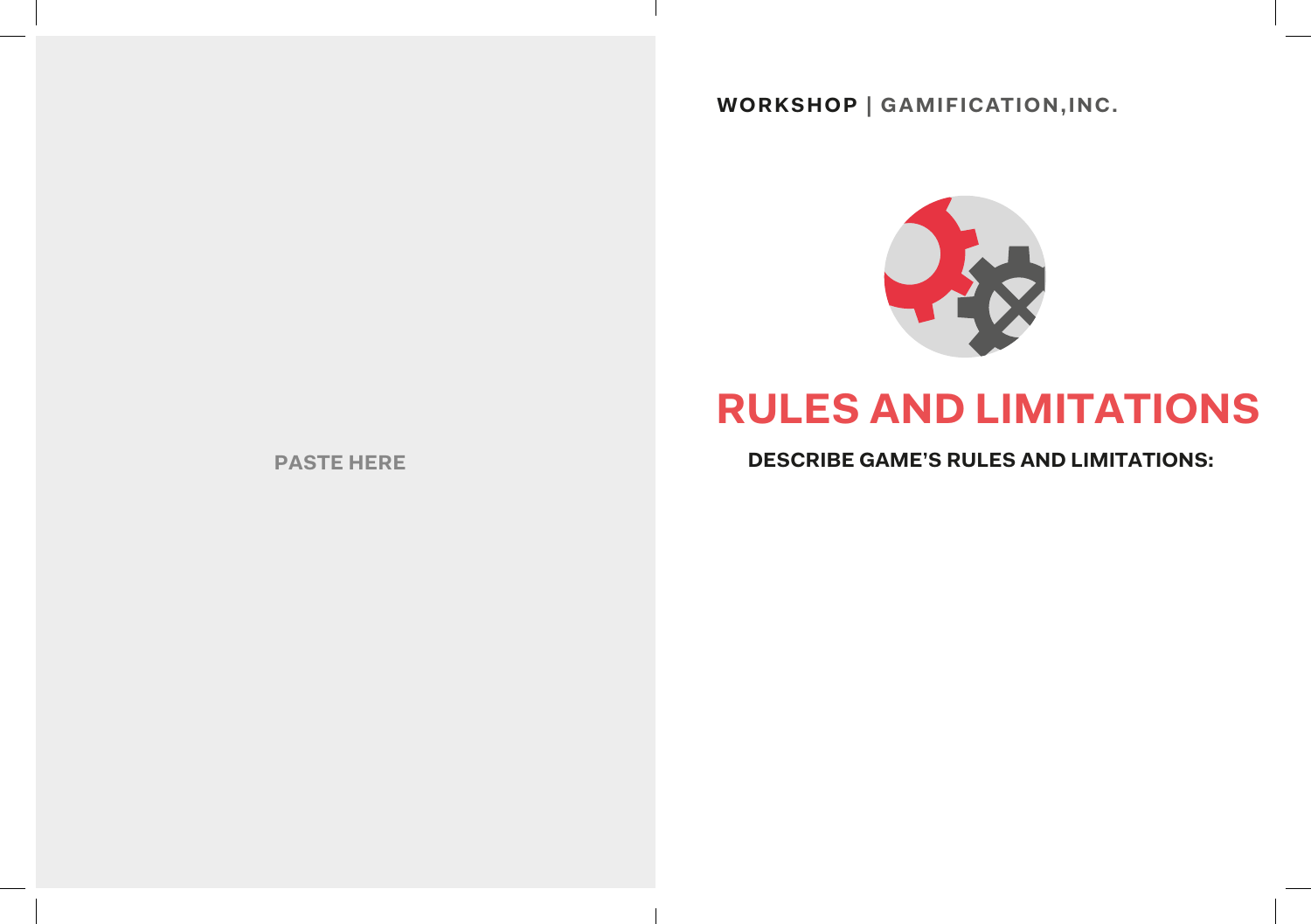PASTE HERE

**WORKSHOP | GAMIFICATION,INC.**

# RULES AND LIMITATIONS

**DESCRIBE GAME'S RULES AND LIMITATIONS:**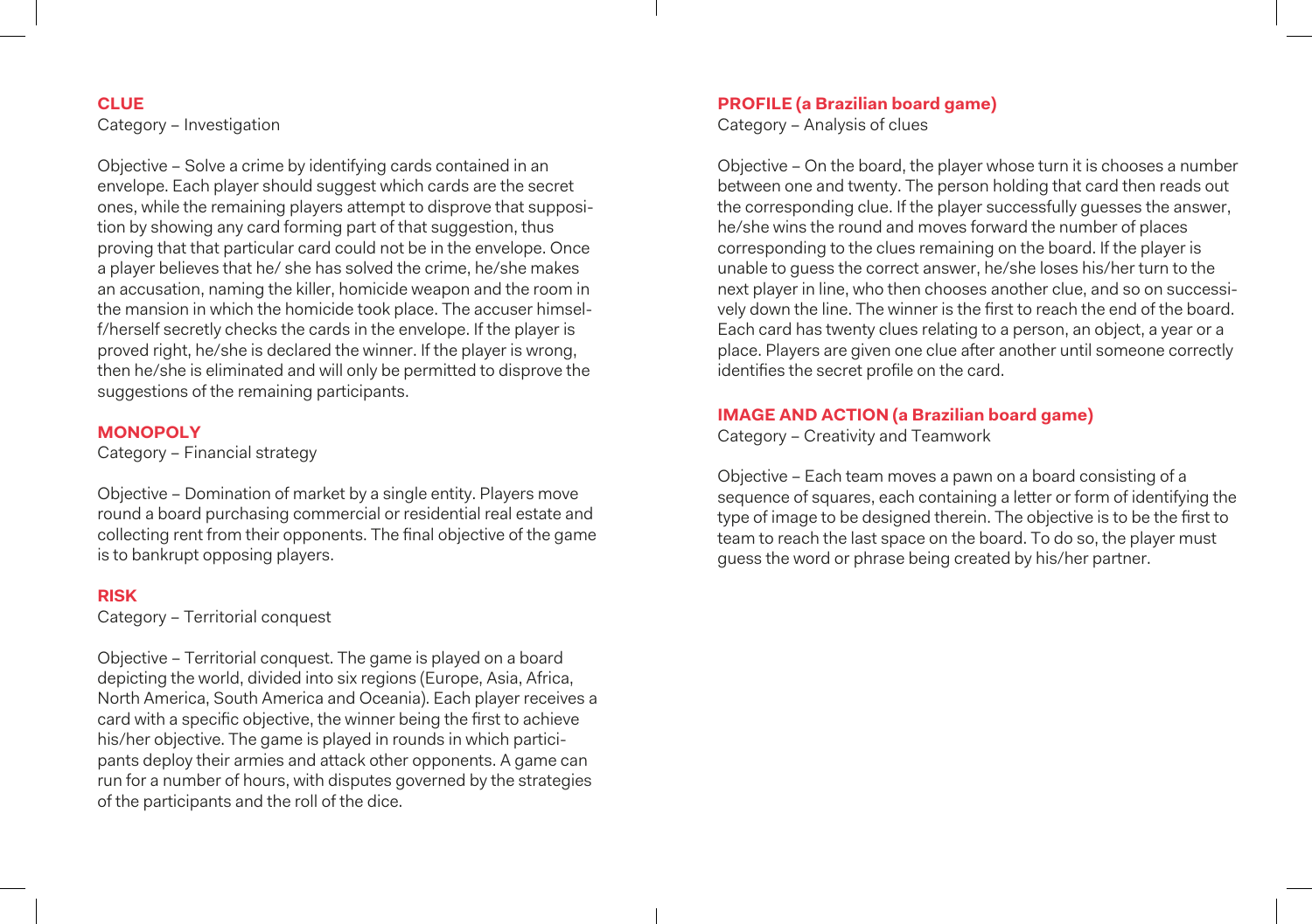### CLUE

Category – Investigation

Objective – Solve a crime by identifying cards contained in an envelope. Each player should suggest which cards are the secret ones, while the remaining players attempt to disprove that supposition by showing any card forming part of that suggestion, thus proving that that particular card could not be in the envelope. Once a player believes that he/ she has solved the crime, he/she makes an accusation, naming the killer, homicide weapon and the room in the mansion in which the homicide took place. The accuser himself/herself secretly checks the cards in the envelope. If the player is proved right, he/she is declared the winner. If the player is wrong, then he/she is eliminated and will only be permitted to disprove the suggestions of the remaining participants.

### MONOPOLY

Category – Financial strategy

Objective – Domination of market by a single entity. Players move round a board purchasing commercial or residential real estate and collecting rent from their opponents. The final objective of the game is to bankrupt opposing players.

### RISK

Category – Territorial conquest

Objective – Territorial conquest. The game is played on a board depicting the world, divided into six regions (Europe, Asia, Africa, North America, South America and Oceania). Each player receives a card with a specific objective, the winner being the first to achieve his/her objective. The game is played in rounds in which participants deploy their armies and attack other opponents. A game can run for a number of hours, with disputes governed by the strategies of the participants and the roll of the dice.

### PROFILE (a Brazilian board game)

Category – Analysis of clues

Objective – On the board, the player whose turn it is chooses a number between one and twenty. The person holding that card then reads out the corresponding clue. If the player successfully guesses the answer, he/she wins the round and moves forward the number of places corresponding to the clues remaining on the board. If the player is unable to guess the correct answer, he/she loses his/her turn to the next player in line, who then chooses another clue, and so on successively down the line. The winner is the first to reach the end of the board. Each card has twenty clues relating to a person, an object, a year or a place. Players are given one clue after another until someone correctly identifies the secret profile on the card.

### IMAGE AND ACTION (a Brazilian board game)

Category – Creativity and Teamwork

Objective – Each team moves a pawn on a board consisting of a sequence of squares, each containing a letter or form of identifying the type of image to be designed therein. The objective is to be the first to team to reach the last space on the board. To do so, the player must guess the word or phrase being created by his/her partner.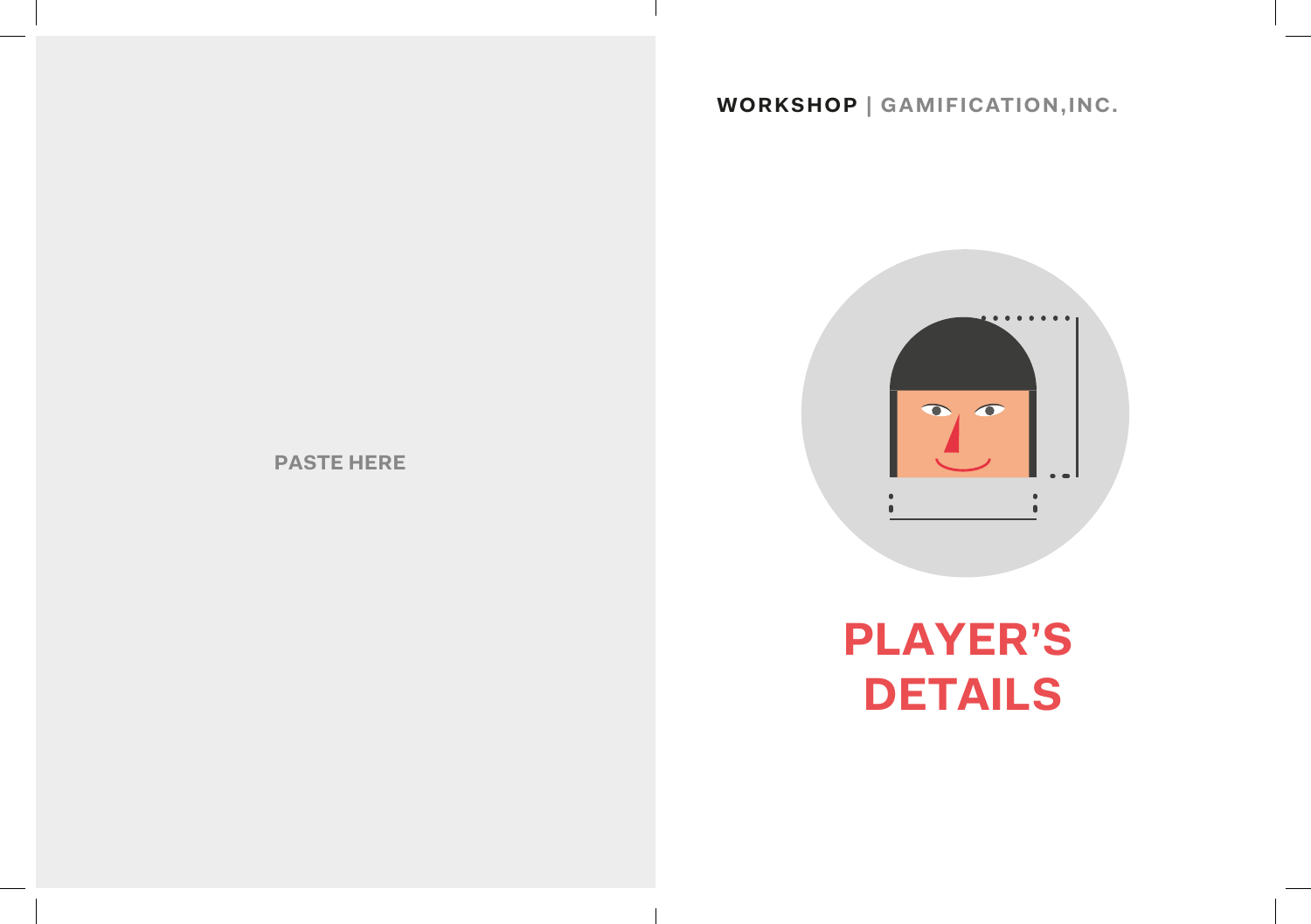PASTE HERE

**WORKSHOP** | GAMIFICATION,INC.

# PLAYER'S DETAILS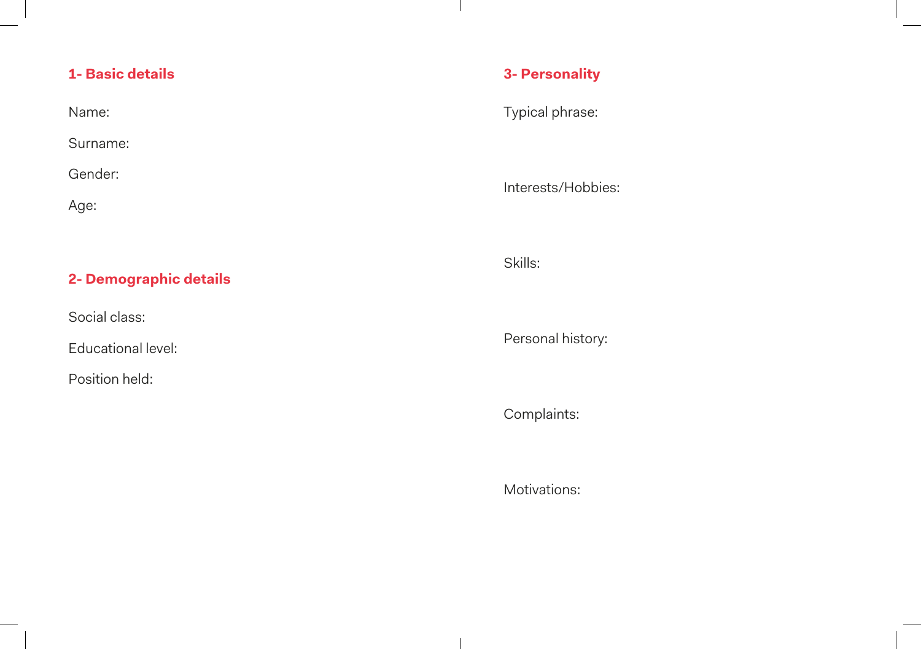## 1- Basic details

Name:

Surname:

Gender:

Age:

## 2- Demographic details

Social class:

Educational level:

Position held:

## 3- Personality

Typical phrase:

Interests/Hobbies:

Skills:

Personal history:

Complaints:

Motivations: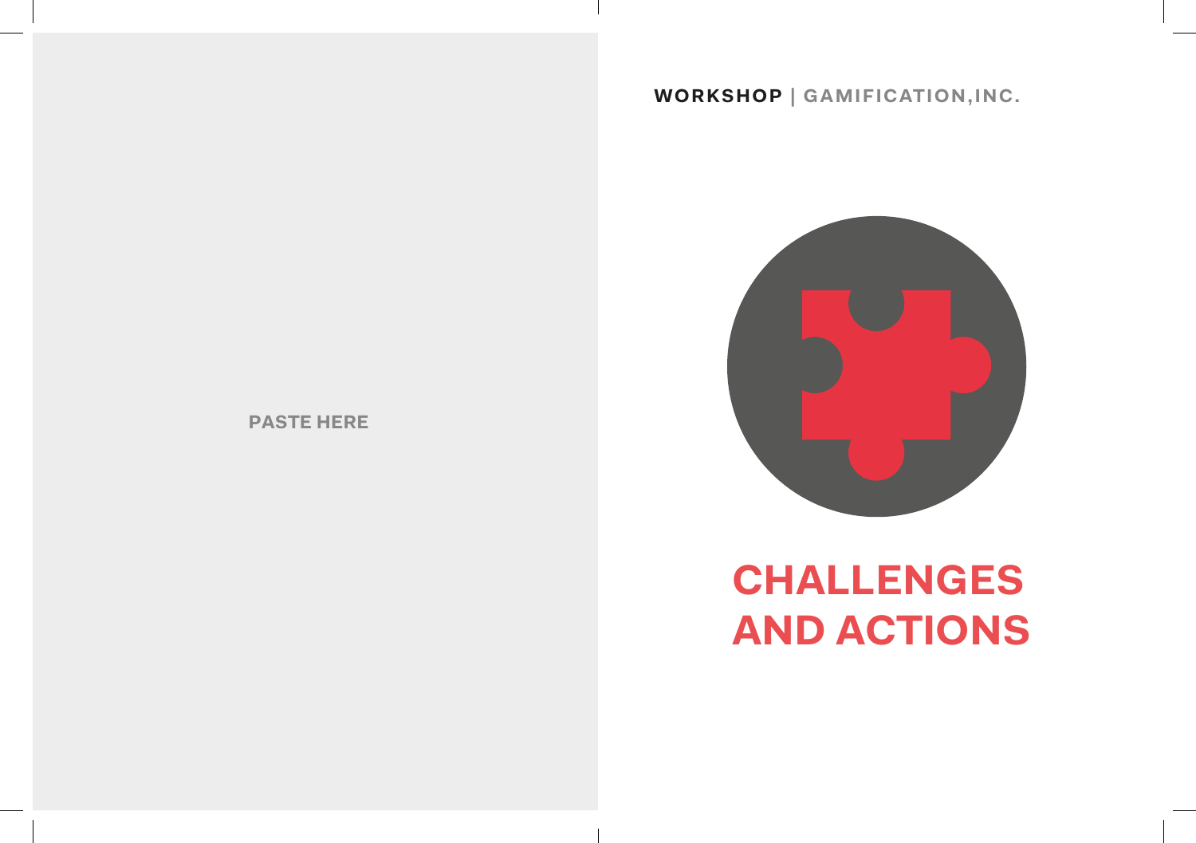PASTE HERE

**WORKSHOP** | GAMIFICATION,INC.

# CHALLENGES AND ACTIONS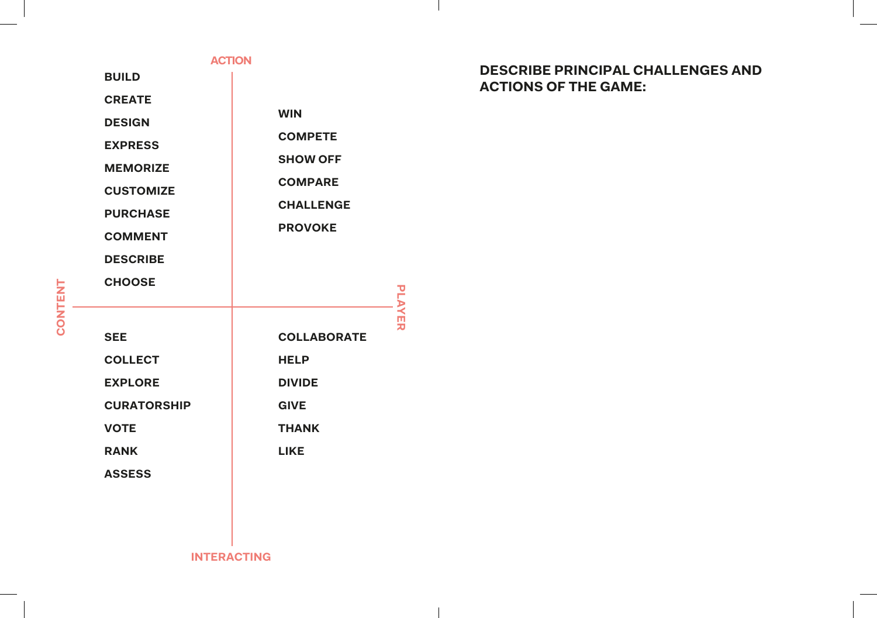**ACTION**

| CONTENT | PLAYER |
| --- | --- |
| BUILD<br>CREATE<br>DESIGN<br>EXPRESS<br>MEMORIZE<br>CUSTOMIZE<br>PURCHASE<br>COMMENT<br>DESCRIBE<br>CHOOSE | WIN<br>COMPETE<br>SHOW OFF<br>COMPARE<br>CHALLENGE<br>PROVOKE |
| SEE<br>COLLECT<br>EXPLORE<br>CURATORSHIP<br>VOTE<br>RANK<br>ASSESS | COLLABORATE<br>HELP<br>DIVIDE<br>GIVE<br>THANK<br>LIKE |

**INTERACTING**

## DESCRIBE PRINCIPAL CHALLENGES AND ACTIONS OF THE GAME: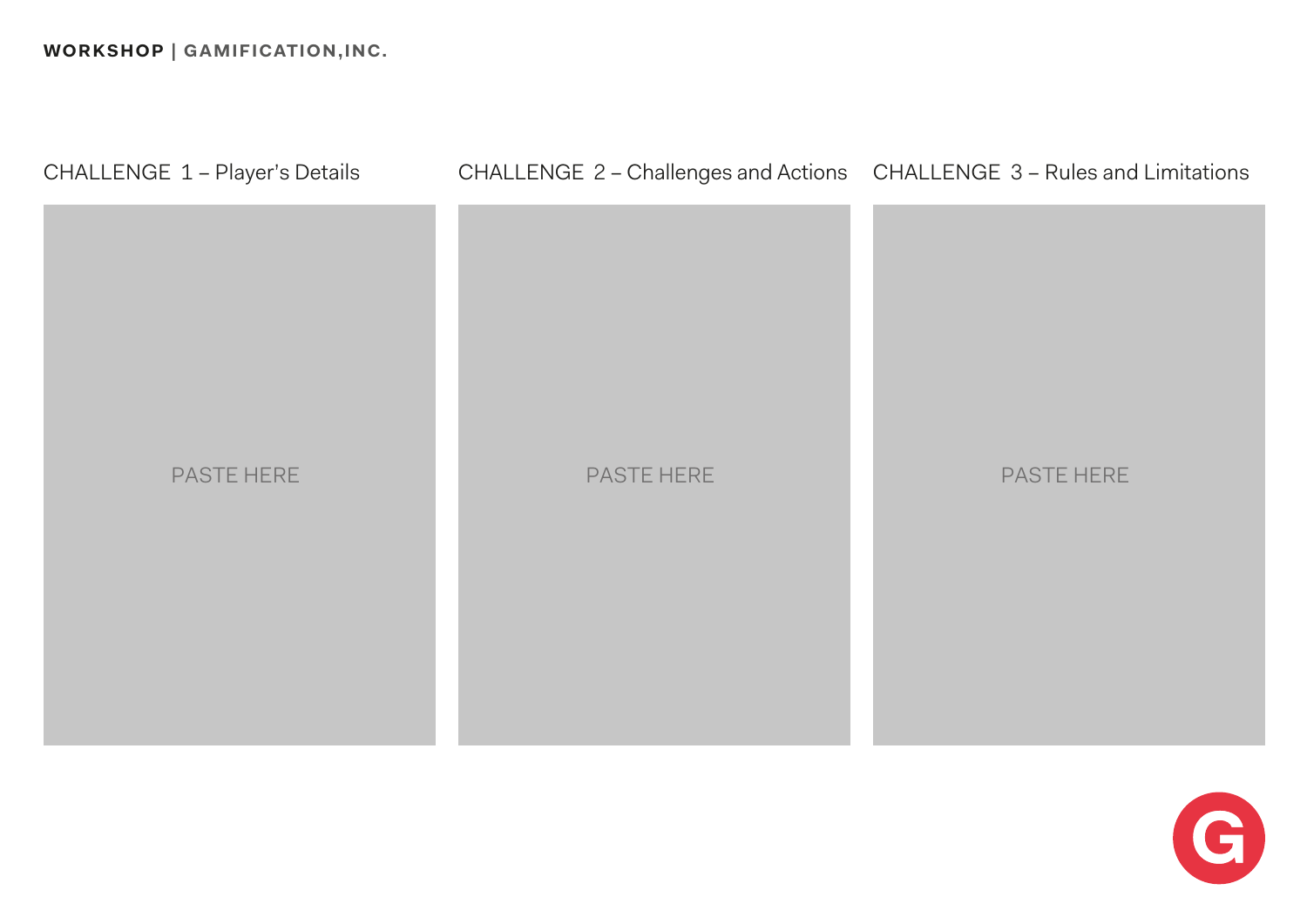**WORKSHOP** | **GAMIFICATION,INC.**

CHALLENGE 1 – Player's Details

PASTE HERE

CHALLENGE 2 – Challenges and Actions

PASTE HERE

CHALLENGE 3 – Rules and Limitations

PASTE HERE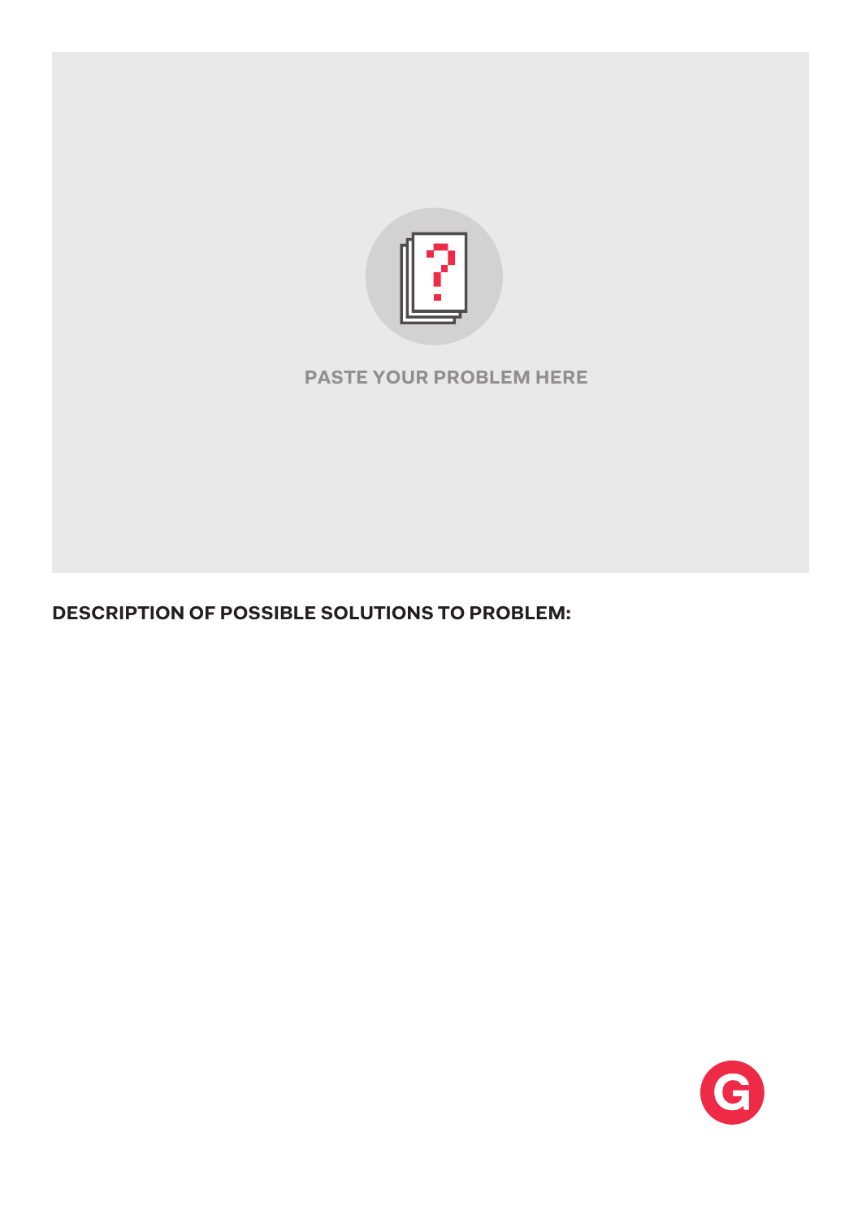PASTE YOUR PROBLEM HERE

**DESCRIPTION OF POSSIBLE SOLUTIONS TO PROBLEM:**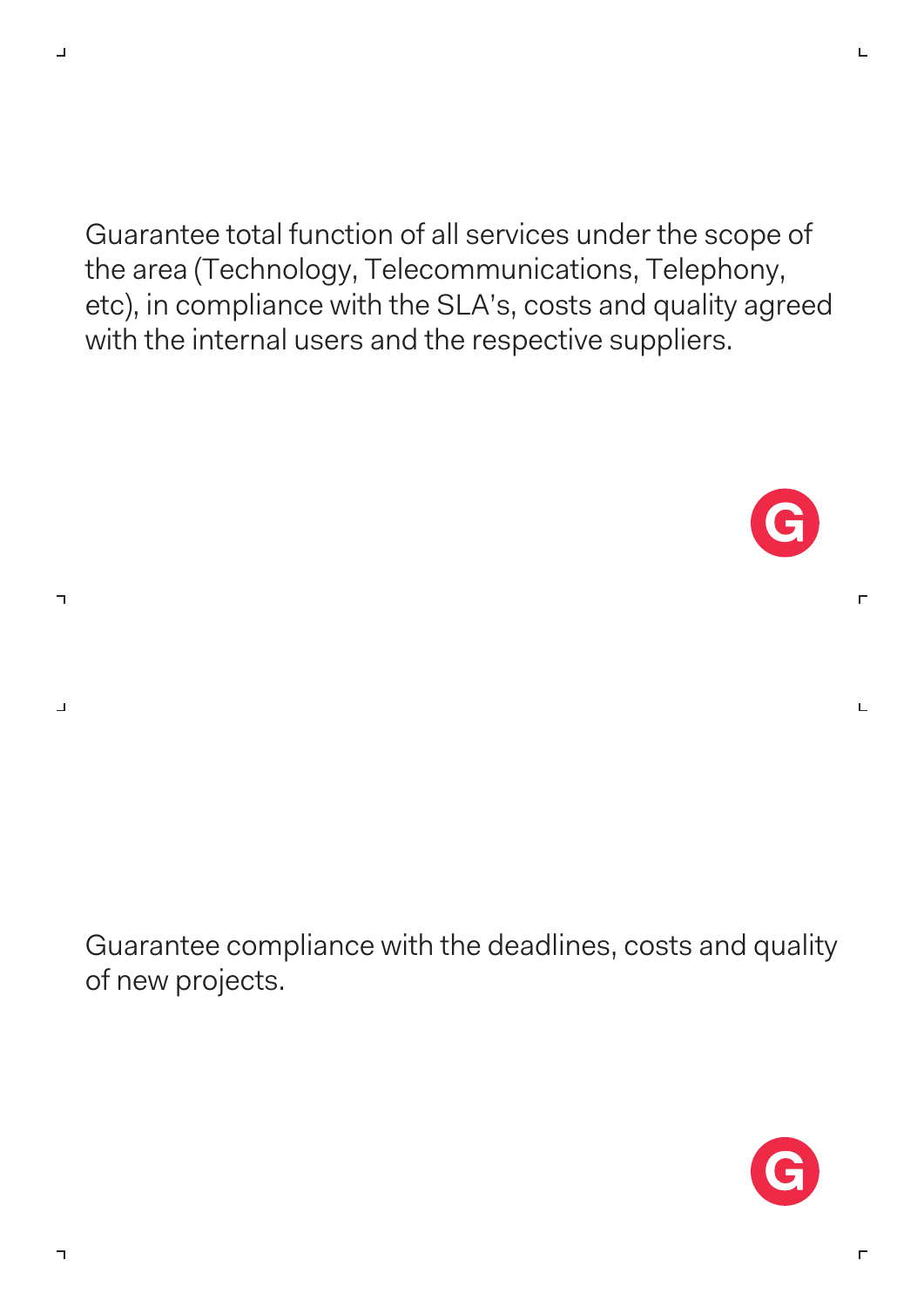Guarantee total function of all services under the scope of the area (Technology, Telecommunications, Telephony, etc), in compliance with the SLA's, costs and quality agreed with the internal users and the respective suppliers.

Guarantee compliance with the deadlines, costs and quality of new projects.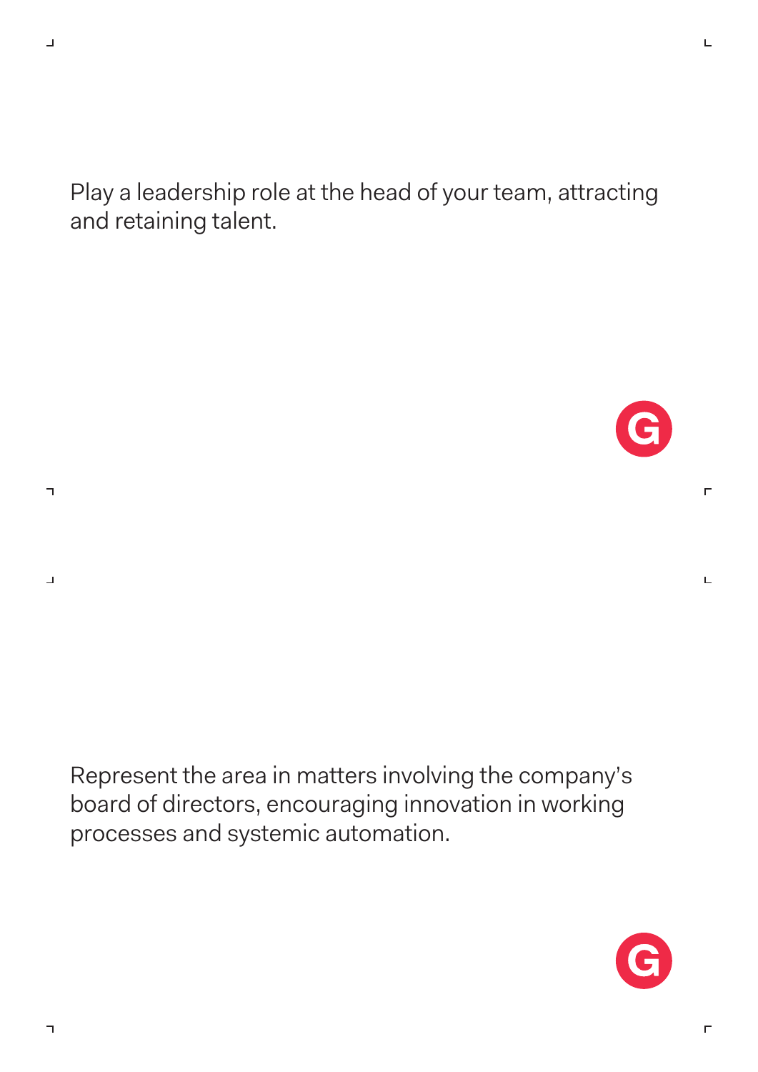Play a leadership role at the head of your team, attracting and retaining talent.

Represent the area in matters involving the company's board of directors, encouraging innovation in working processes and systemic automation.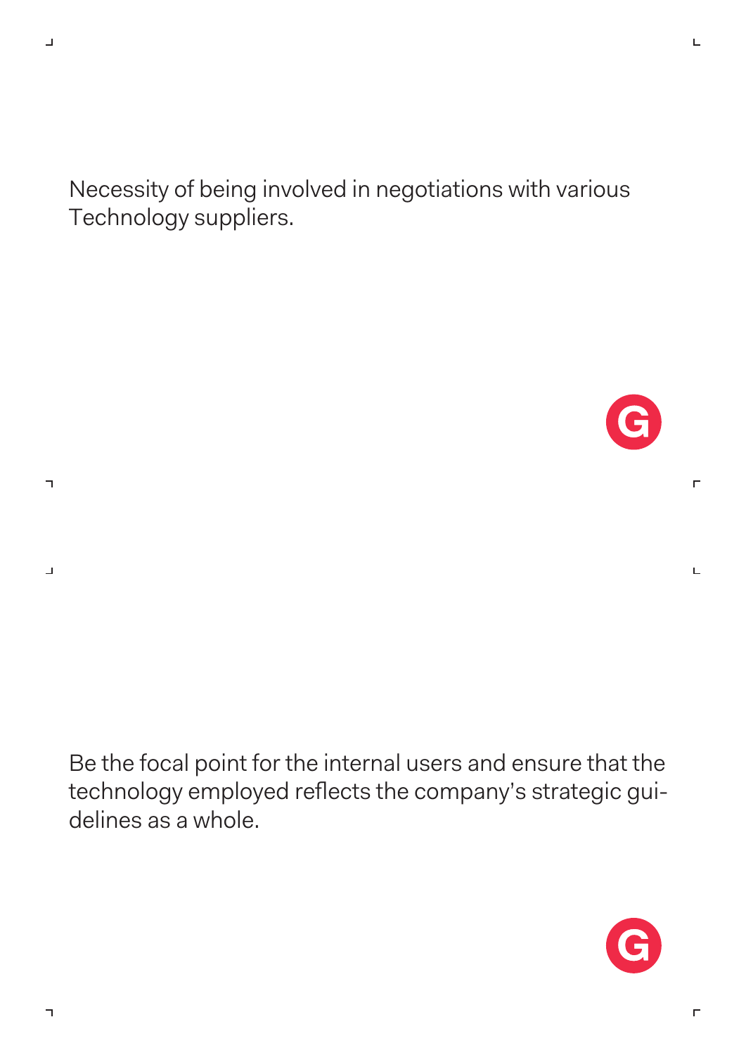Necessity of being involved in negotiations with various Technology suppliers.

Be the focal point for the internal users and ensure that the technology employed reflects the company's strategic guidelines as a whole.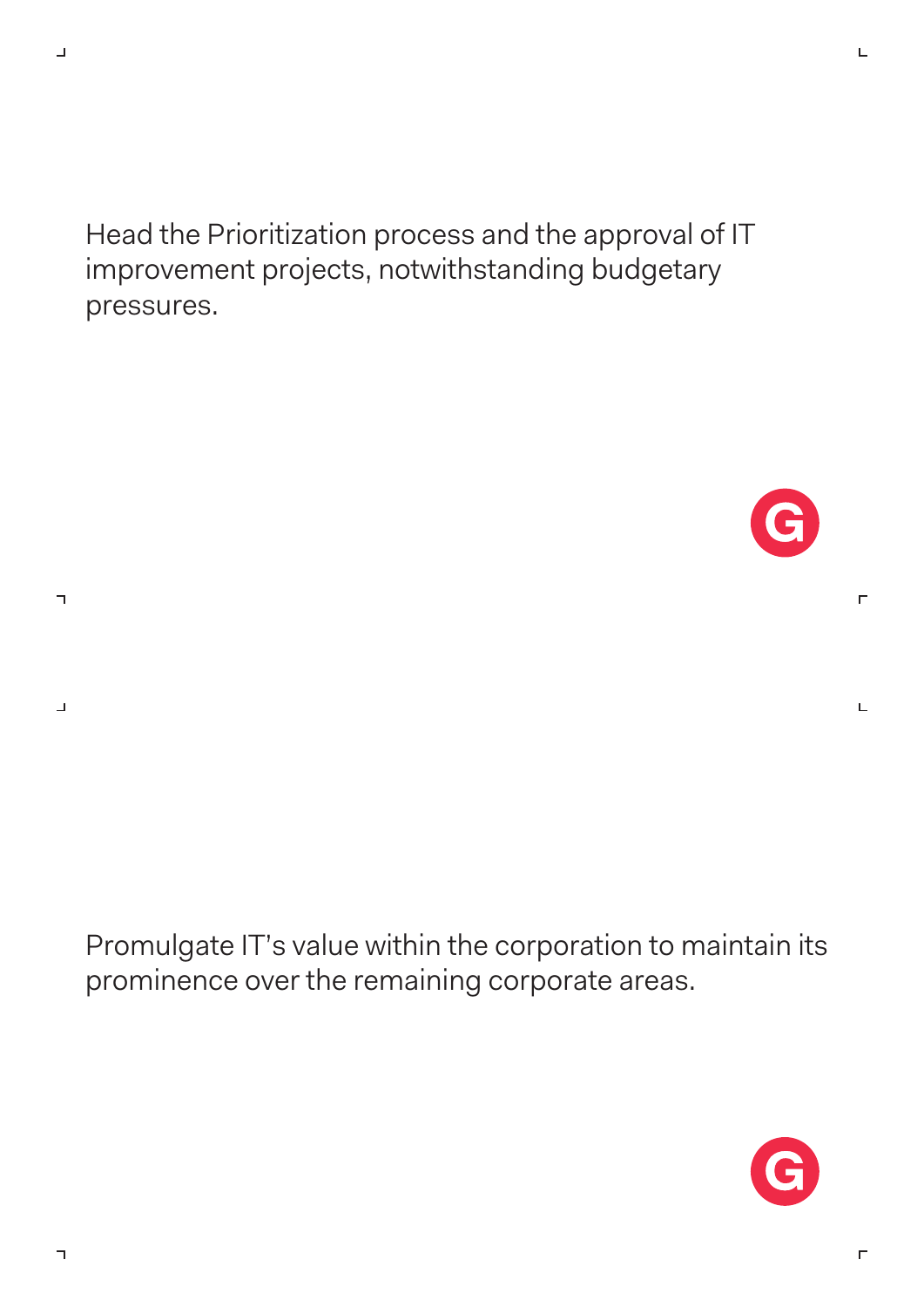Head the Prioritization process and the approval of IT improvement projects, notwithstanding budgetary pressures.

Promulgate IT's value within the corporation to maintain its prominence over the remaining corporate areas.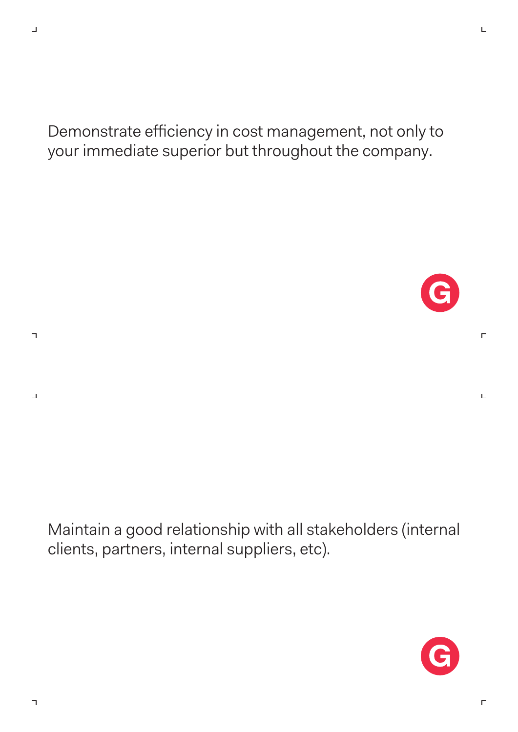Demonstrate efficiency in cost management, not only to your immediate superior but throughout the company.

Maintain a good relationship with all stakeholders (internal clients, partners, internal suppliers, etc).